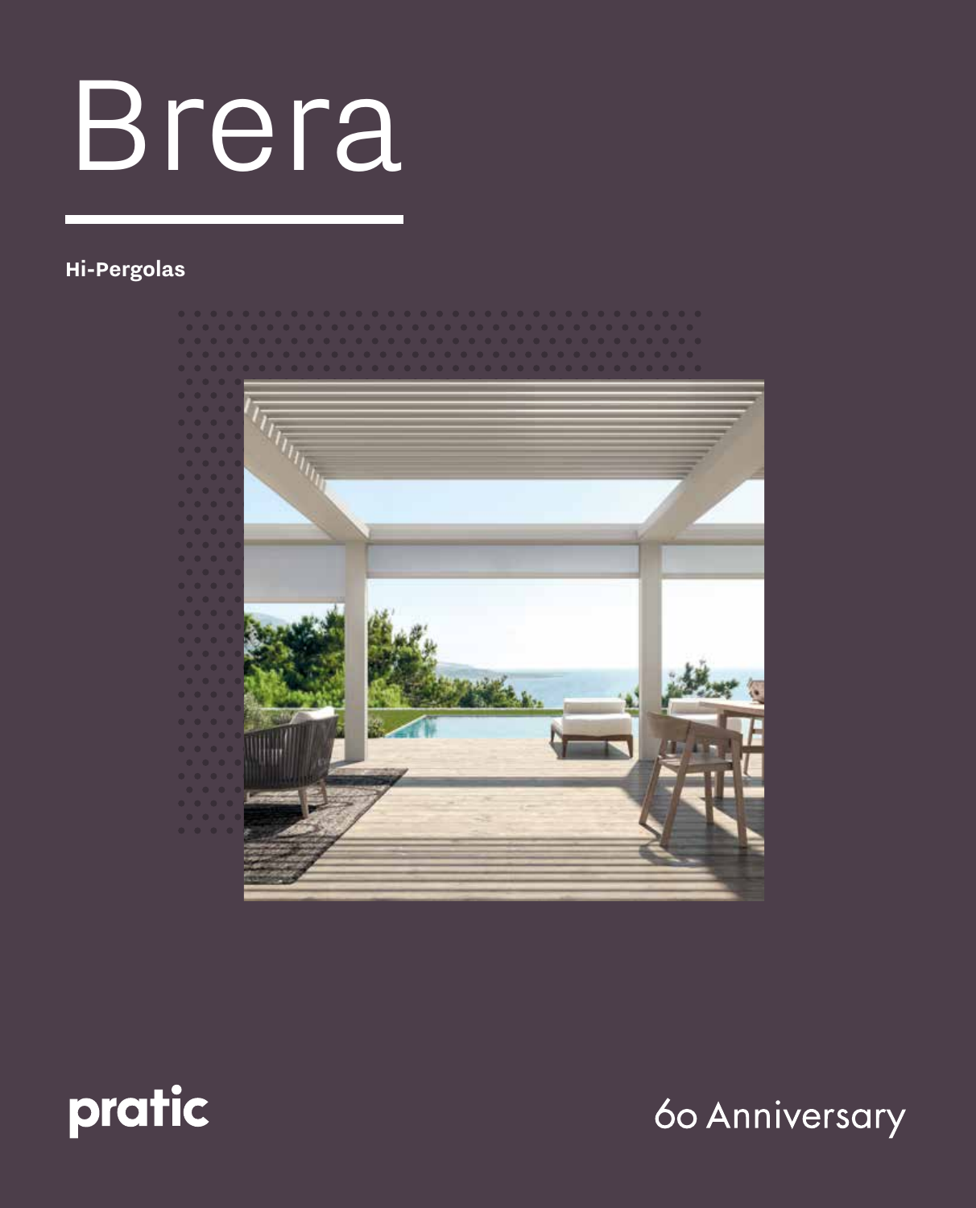# Brera

**Hi-Pergolas**

pratic

60 Anniversary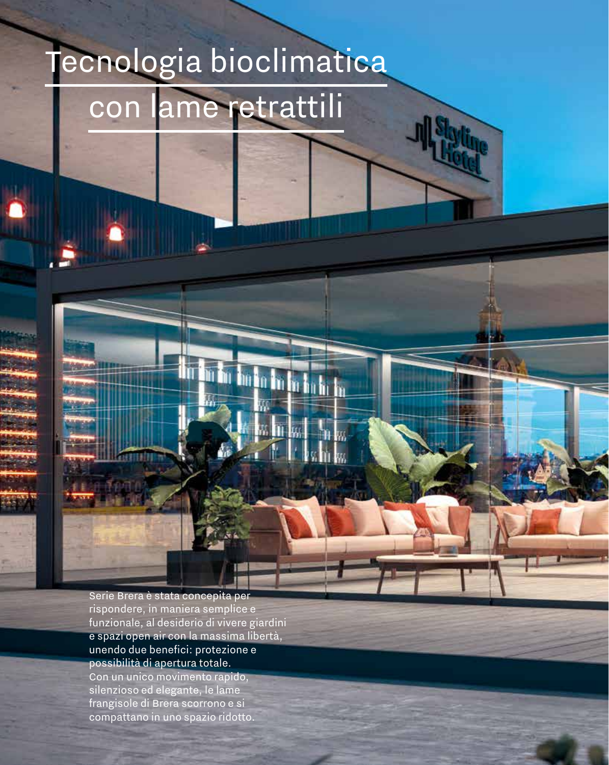# Tecnologia bioclimatica con lame retrattili

Serie Brera è stata concepita per rispondere, in maniera semplice e funzionale, al desiderio di vivere giardini e spazi open air con la massima libertà, unendo due benefici: protezione e possibilità di apertura totale.
Con un unico movimento rapido, silenzioso ed elegante, le lame frangisole di Brera scorrono e si compattano in uno spazio ridotto.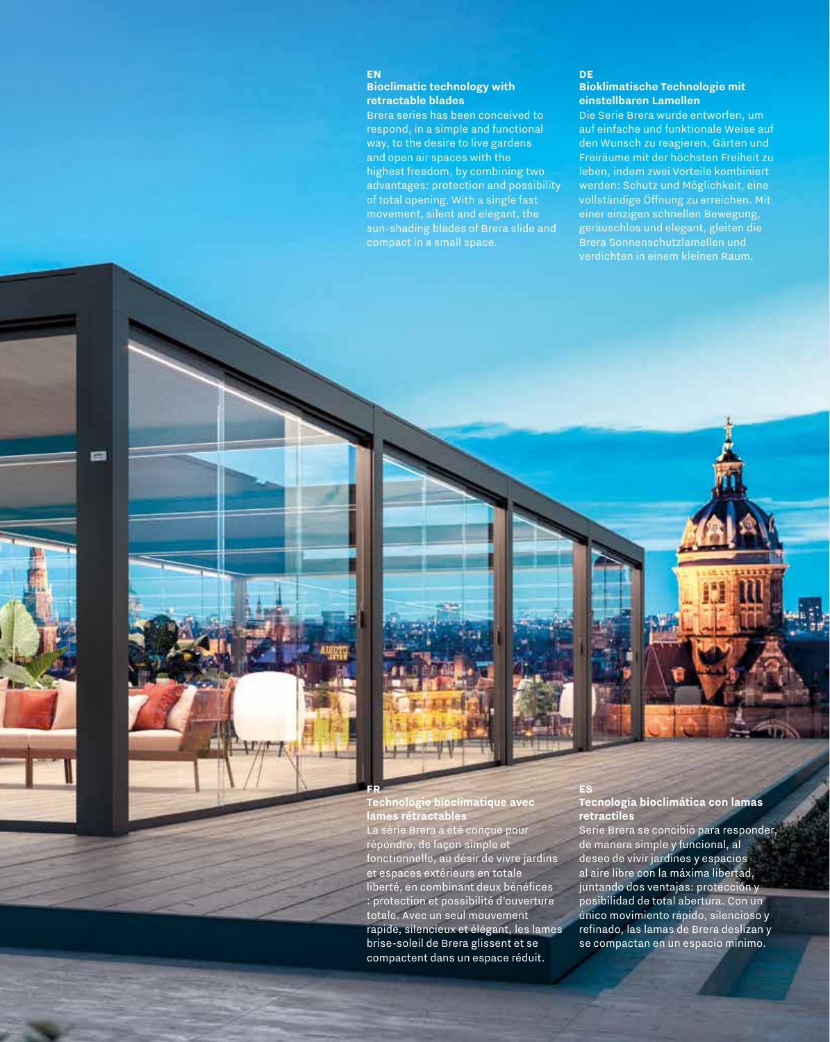**EN**

**Bioclimatic technology with retractable blades**

Brera series has been conceived to respond, in a simple and functional way, to the desire to live gardens and open air spaces with the highest freedom, by combining two advantages: protection and possibility of total opening. With a single fast movement, silent and elegant, the sun-shading blades of Brera slide and compact in a small space.

**DE**

**Bioklimatische Technologie mit einstellbaren Lamellen**

Die Serie Brera wurde entworfen, um auf einfache und funktionale Weise auf den Wunsch zu reagieren, Gärten und Freiräume mit der höchsten Freiheit zu leben, indem zwei Vorteile kombiniert werden: Schutz und Möglichkeit, eine vollständige Öffnung zu erreichen. Mit einer einzigen schnellen Bewegung, geräuschlos und elegant, gleiten die Brera Sonnenschutzlamellen und verdichten in einem kleinen Raum.

**FR**

**Technologie bioclimatique avec lames rétractables**

La série Brera a été conçue pour répondre, de façon simple et fonctionnelle, au désir de vivre jardins et espaces extérieurs en totale liberté, en combinant deux bénéfices : protection et possibilité d'ouverture totale. Avec un seul mouvement rapide, silencieux et élégant, les lames brise-soleil de Brera glissent et se compactent dans un espace réduit.

**ES**

**Tecnología bioclimática con lamas retractiles**

Serie Brera se concibió para responder, de manera simple y funcional, al deseo de vivir jardines y espacios al aire libre con la máxima libertad, juntando dos ventajas: protección y posibilidad de total abertura. Con un único movimiento rápido, silencioso y refinado, las lamas de Brera deslizan y se compactan en un espacio mínimo.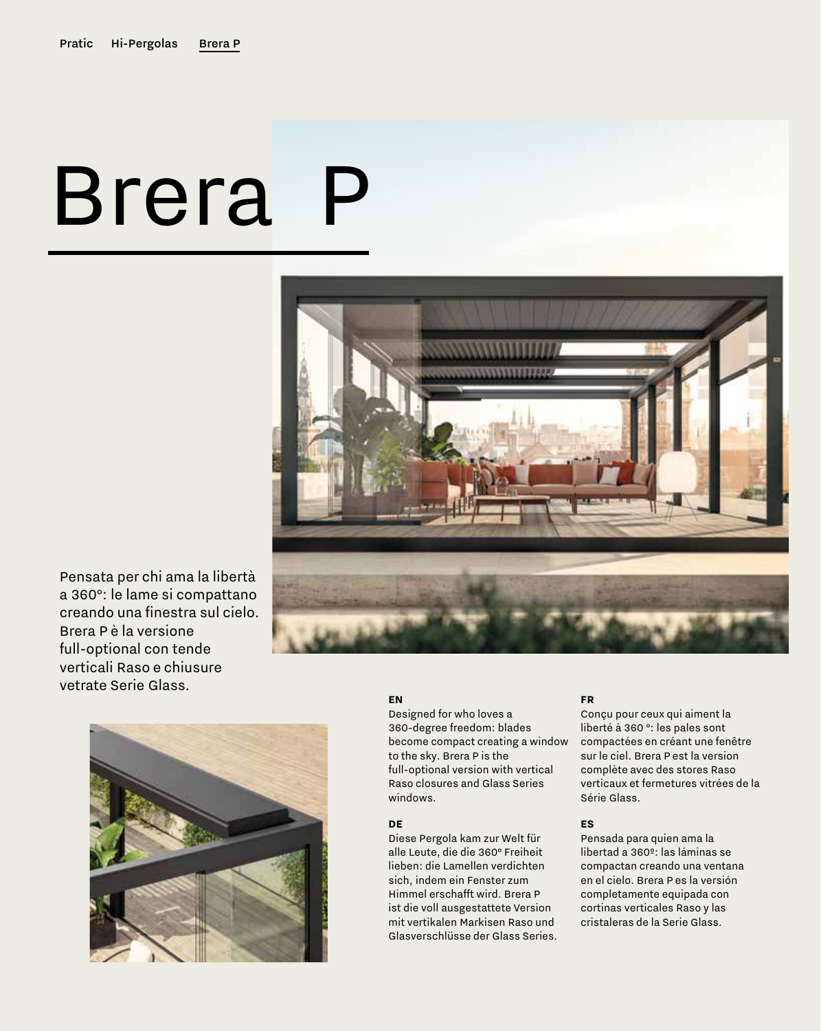Pratic Hi-Pergolas **Brera P**

# Brera P

Pensata per chi ama la libertà a 360°: le lame si compattano creando una finestra sul cielo. Brera P è la versione full-optional con tende verticali Raso e chiusure vetrate Serie Glass.

**EN**
Designed for who loves a 360-degree freedom: blades become compact creating a window to the sky. Brera P is the full-optional version with vertical Raso closures and Glass Series windows.

**DE**
Diese Pergola kam zur Welt für alle Leute, die die 360° Freiheit lieben: die Lamellen verdichten sich, indem ein Fenster zum Himmel erschafft wird. Brera P ist die voll ausgestattete Version mit vertikalen Markisen Raso und Glasverschlüsse der Glass Series.

**FR**
Conçu pour ceux qui aiment la liberté à 360 °: les pales sont compactées en créant une fenêtre sur le ciel. Brera P est la version complète avec des stores Raso verticaux et fermetures vitrées de la Série Glass.

**ES**
Pensada para quien ama la libertad a 360º: las láminas se compactan creando una ventana en el cielo. Brera P es la versión completamente equipada con cortinas verticales Raso y las cristaleras de la Serie Glass.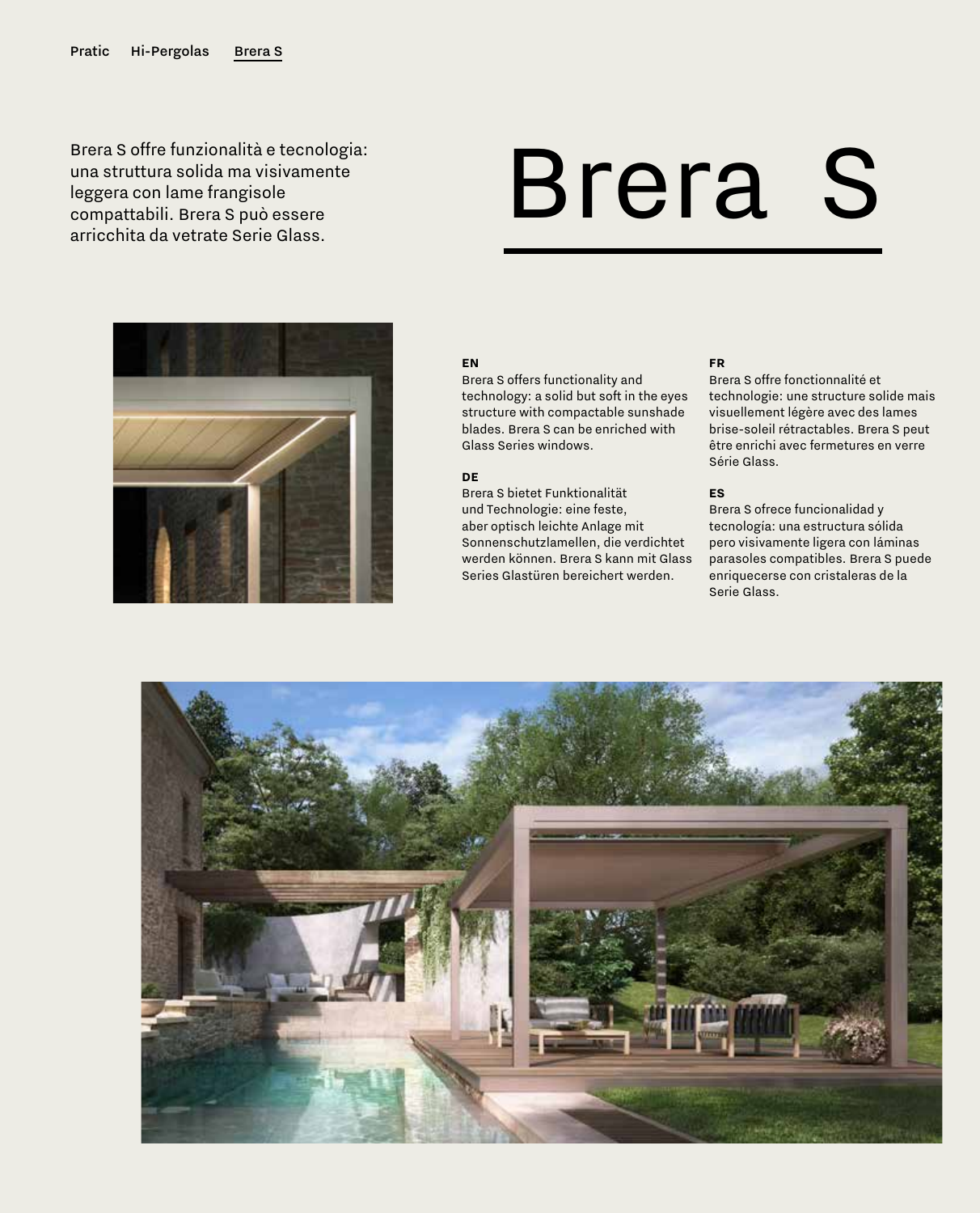Pratic  Hi-Pergolas  Brera S

# Brera S

Brera S offre funzionalità e tecnologia: una struttura solida ma visivamente leggera con lame frangisole compattabili. Brera S può essere arricchita da vetrate Serie Glass.

**EN**
Brera S offers functionality and technology: a solid but soft in the eyes structure with compactable sunshade blades. Brera S can be enriched with Glass Series windows.

**DE**
Brera S bietet Funktionalität und Technologie: eine feste, aber optisch leichte Anlage mit Sonnenschutzlamellen, die verdichtet werden können. Brera S kann mit Glass Series Glastüren bereichert werden.

**FR**
Brera S offre fonctionnalité et technologie: une structure solide mais visuellement légère avec des lames brise-soleil rétractables. Brera S peut être enrichi avec fermetures en verre Série Glass.

**ES**
Brera S ofrece funcionalidad y tecnología: una estructura sólida pero visivamente ligera con láminas parasoles compatibles. Brera S puede enriquecerse con cristaleras de la Serie Glass.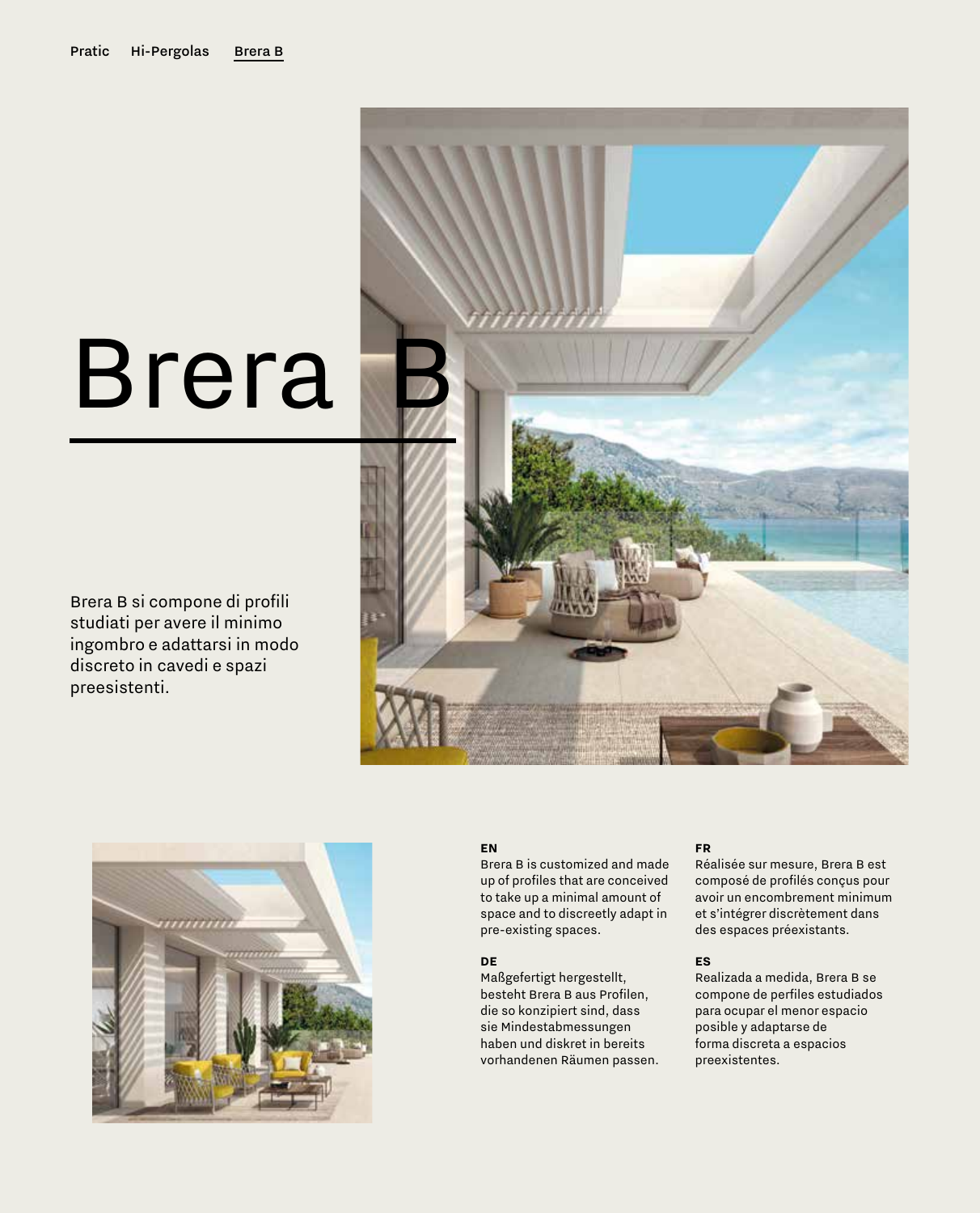Pratic Hi-Pergolas **Brera B**

# Brera B

Brera B si compone di profili studiati per avere il minimo ingombro e adattarsi in modo discreto in cavedi e spazi preesistenti.

**EN**
Brera B is customized and made up of profiles that are conceived to take up a minimal amount of space and to discreetly adapt in pre-existing spaces.

**DE**
Maßgefertigt hergestellt, besteht Brera B aus Profilen, die so konzipiert sind, dass sie Mindestabmessungen haben und diskret in bereits vorhandenen Räumen passen.

**FR**
Réalisée sur mesure, Brera B est composé de profilés conçus pour avoir un encombrement minimum et s'intégrer discrètement dans des espaces préexistants.

**ES**
Realizada a medida, Brera B se compone de perfiles estudiados para ocupar el menor espacio posible y adaptarse de forma discreta a espacios preexistentes.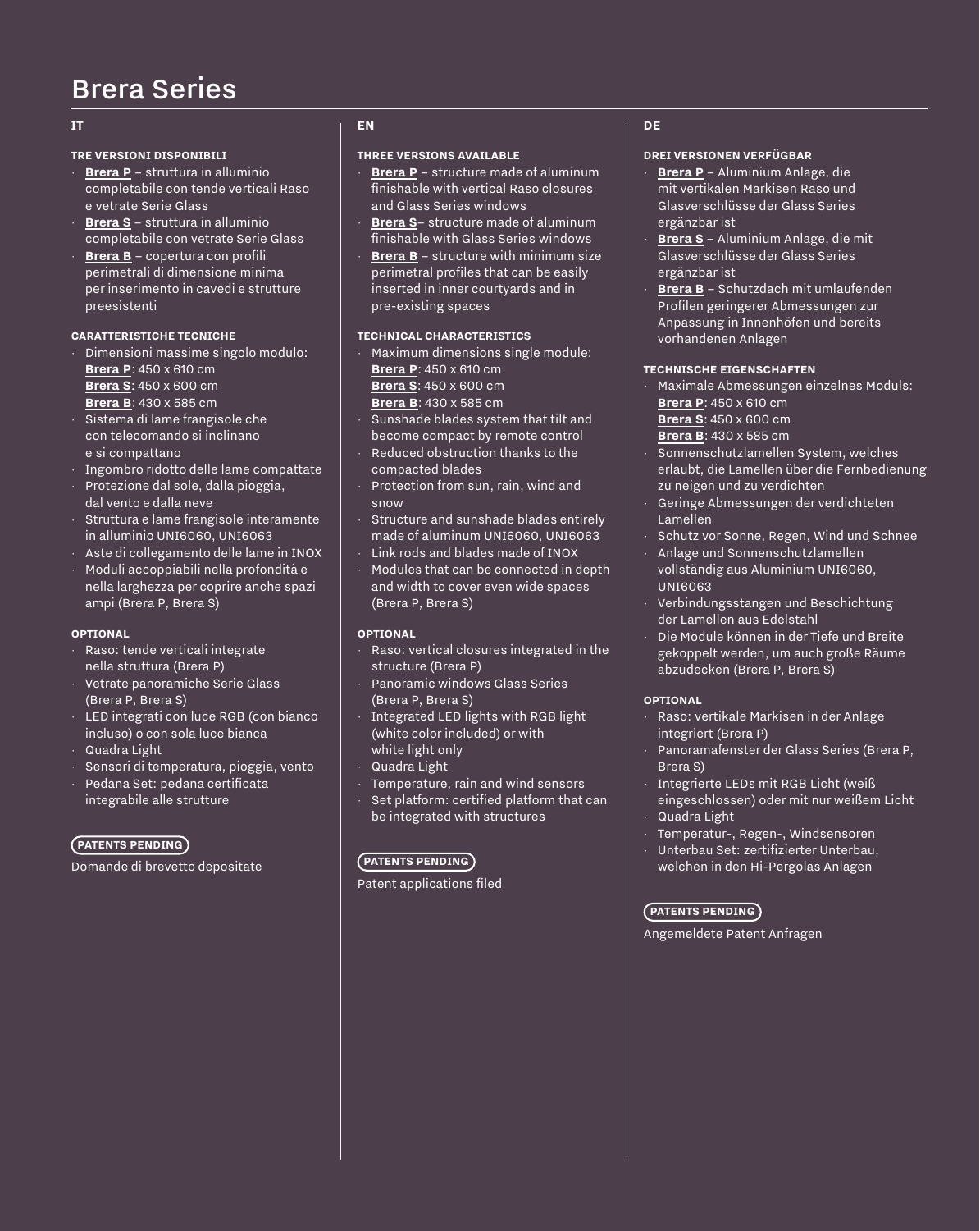# Brera Series

## IT

### TRE VERSIONI DISPONIBILI

- **Brera P** – struttura in alluminio completabile con tende verticali Raso e vetrate Serie Glass
- **Brera S** – struttura in alluminio completabile con vetrate Serie Glass
- **Brera B** – copertura con profili perimetrali di dimensione minima per inserimento in cavedi e strutture preesistenti

### CARATTERISTICHE TECNICHE

- Dimensioni massime singolo modulo:
  **Brera P**: 450 x 610 cm
  **Brera S**: 450 x 600 cm
  **Brera B**: 430 x 585 cm
- Sistema di lame frangisole che con telecomando si inclinano e si compattano
- Ingombro ridotto delle lame compattate
- Protezione dal sole, dalla pioggia, dal vento e dalla neve
- Struttura e lame frangisole interamente in alluminio UNI6060, UNI6063
- Aste di collegamento delle lame in INOX
- Moduli accoppiabili nella profondità e nella larghezza per coprire anche spazi ampi (Brera P, Brera S)

### OPTIONAL

- Raso: tende verticali integrate nella struttura (Brera P)
- Vetrate panoramiche Serie Glass (Brera P, Brera S)
- LED integrati con luce RGB (con bianco incluso) o con sola luce bianca
- Quadra Light
- Sensori di temperatura, pioggia, vento
- Pedana Set: pedana certificata integrabile alle strutture

**PATENTS PENDING**

Domande di brevetto depositate

## EN

### THREE VERSIONS AVAILABLE

- **Brera P** – structure made of aluminum finishable with vertical Raso closures and Glass Series windows
- **Brera S**– structure made of aluminum finishable with Glass Series windows
- **Brera B** – structure with minimum size perimetral profiles that can be easily inserted in inner courtyards and in pre-existing spaces

### TECHNICAL CHARACTERISTICS

- Maximum dimensions single module:
  **Brera P**: 450 x 610 cm
  **Brera S**: 450 x 600 cm
  **Brera B**: 430 x 585 cm
- Sunshade blades system that tilt and become compact by remote control
- Reduced obstruction thanks to the compacted blades
- Protection from sun, rain, wind and snow
- Structure and sunshade blades entirely made of aluminum UNI6060, UNI6063
- Link rods and blades made of INOX
- Modules that can be connected in depth and width to cover even wide spaces (Brera P, Brera S)

### OPTIONAL

- Raso: vertical closures integrated in the structure (Brera P)
- Panoramic windows Glass Series (Brera P, Brera S)
- Integrated LED lights with RGB light (white color included) or with white light only
- Quadra Light
- Temperature, rain and wind sensors
- Set platform: certified platform that can be integrated with structures

**PATENTS PENDING**

Patent applications filed

## DE

### DREI VERSIONEN VERFÜGBAR

- **Brera P** – Aluminium Anlage, die mit vertikalen Markisen Raso und Glasverschlüsse der Glass Series ergänzbar ist
- **Brera S** – Aluminium Anlage, die mit Glasverschlüsse der Glass Series ergänzbar ist
- **Brera B** – Schutzdach mit umlaufenden Profilen geringerer Abmessungen zur Anpassung in Innenhöfen und bereits vorhandenen Anlagen

### TECHNISCHE EIGENSCHAFTEN

- Maximale Abmessungen einzelnes Moduls:
  **Brera P**: 450 x 610 cm
  **Brera S**: 450 x 600 cm
  **Brera B**: 430 x 585 cm
- Sonnenschutzlamellen System, welches erlaubt, die Lamellen über die Fernbedienung zu neigen und zu verdichten
- Geringe Abmessungen der verdichteten Lamellen
- Schutz vor Sonne, Regen, Wind und Schnee
- Anlage und Sonnenschutzlamellen vollständig aus Aluminium UNI6060, UNI6063
- Verbindungsstangen und Beschichtung der Lamellen aus Edelstahl
- Die Module können in der Tiefe und Breite gekoppelt werden, um auch große Räume abzudecken (Brera P, Brera S)

### OPTIONAL

- Raso: vertikale Markisen in der Anlage integriert (Brera P)
- Panoramafenster der Glass Series (Brera P, Brera S)
- Integrierte LEDs mit RGB Licht (weiß eingeschlossen) oder mit nur weißem Licht
- Quadra Light
- Temperatur-, Regen-, Windsensoren
- Unterbau Set: zertifizierter Unterbau, welchen in den Hi-Pergolas Anlagen

**PATENTS PENDING**

Angemeldete Patent Anfragen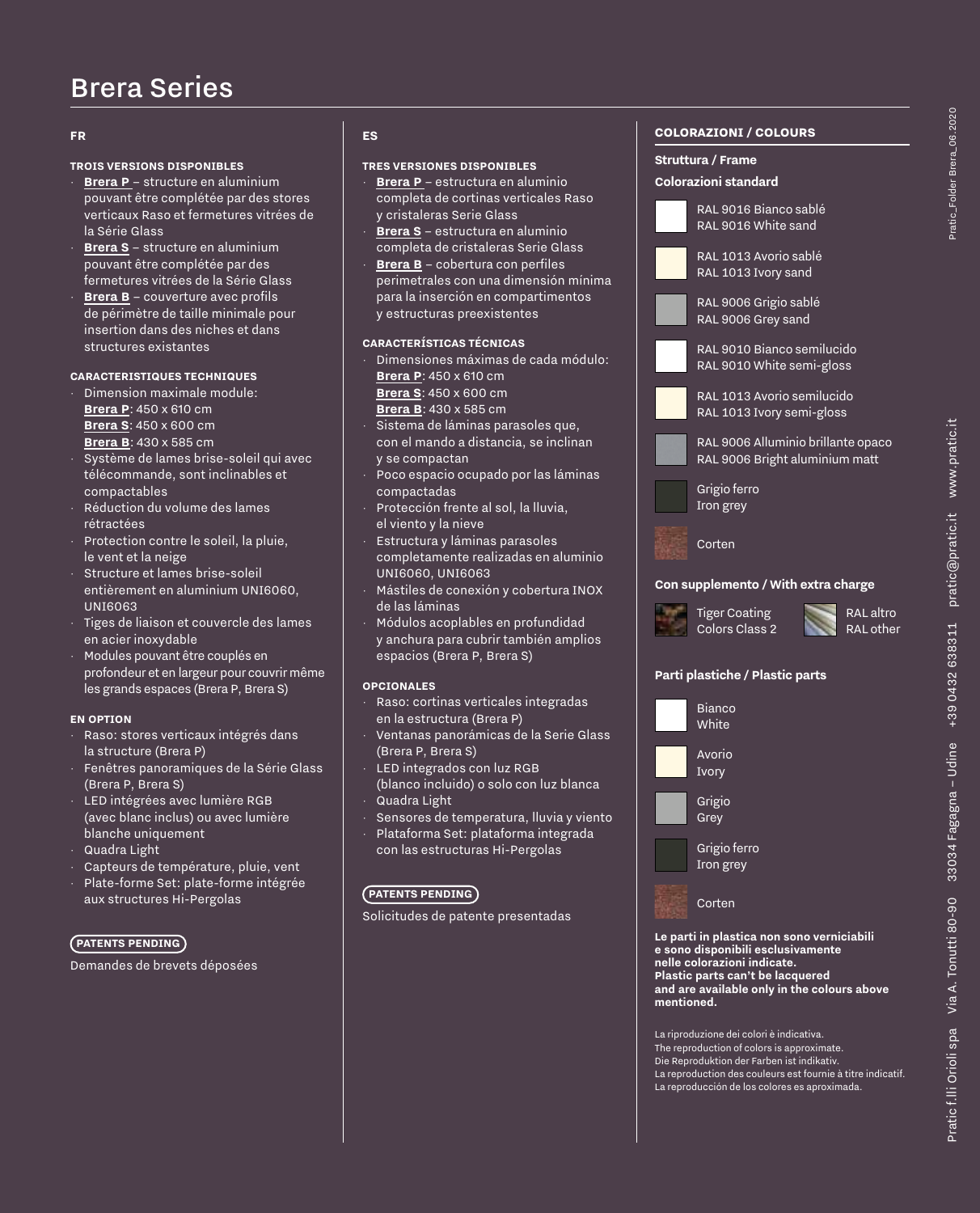# Brera Series

## FR

**TROIS VERSIONS DISPONIBLES**

- **Brera P** – structure en aluminium pouvant être complétée par des stores verticaux Raso et fermetures vitrées de la Série Glass
- **Brera S** – structure en aluminium pouvant être complétée par des fermetures vitrées de la Série Glass
- **Brera B** – couverture avec profils de périmètre de taille minimale pour insertion dans des niches et dans structures existantes

**CARACTERISTIQUES TECHNIQUES**

- Dimension maximale module:
  **Brera P**: 450 x 610 cm
  **Brera S**: 450 x 600 cm
  **Brera B**: 430 x 585 cm
- Système de lames brise-soleil qui avec télécommande, sont inclinables et compactables
- Réduction du volume des lames rétractées
- Protection contre le soleil, la pluie, le vent et la neige
- Structure et lames brise-soleil entièrement en aluminium UNI6060, UNI6063
- Tiges de liaison et couvercle des lames en acier inoxydable
- Modules pouvant être couplés en profondeur et en largeur pour couvrir même les grands espaces (Brera P, Brera S)

**EN OPTION**

- Raso: stores verticaux intégrés dans la structure (Brera P)
- Fenêtres panoramiques de la Série Glass (Brera P, Brera S)
- LED intégrées avec lumière RGB (avec blanc inclus) ou avec lumière blanche uniquement
- Quadra Light
- Capteurs de température, pluie, vent
- Plate-forme Set: plate-forme intégrée aux structures Hi-Pergolas

**PATENTS PENDING**

Demandes de brevets déposées

## ES

**TRES VERSIONES DISPONIBLES**

- **Brera P** – estructura en aluminio completa de cortinas verticales Raso y cristaleras Serie Glass
- **Brera S** – estructura en aluminio completa de cristaleras Serie Glass
- **Brera B** – cobertura con perfiles perimetrales con una dimensión mínima para la inserción en compartimentos y estructuras preexistentes

**CARACTERÍSTICAS TÉCNICAS**

- Dimensiones máximas de cada módulo:
  **Brera P**: 450 x 610 cm
  **Brera S**: 450 x 600 cm
  **Brera B**: 430 x 585 cm
- Sistema de láminas parasoles que, con el mando a distancia, se inclinan y se compactan
- Poco espacio ocupado por las láminas compactadas
- Protección frente al sol, la lluvia, el viento y la nieve
- Estructura y láminas parasoles completamente realizadas en aluminio UNI6060, UNI6063
- Mástiles de conexión y cobertura INOX de las láminas
- Módulos acoplables en profundidad y anchura para cubrir también amplios espacios (Brera P, Brera S)

**OPCIONALES**

- Raso: cortinas verticales integradas en la estructura (Brera P)
- Ventanas panorámicas de la Serie Glass (Brera P, Brera S)
- LED integrados con luz RGB (blanco incluido) o solo con luz blanca
- Quadra Light
- Sensores de temperatura, lluvia y viento
- Plataforma Set: plataforma integrada con las estructuras Hi-Pergolas

**PATENTS PENDING**

Solicitudes de patente presentadas

## COLORAZIONI / COLOURS

**Struttura / Frame**

**Colorazioni standard**

- RAL 9016 Bianco sablé / RAL 9016 White sand
- RAL 1013 Avorio sablé / RAL 1013 Ivory sand
- RAL 9006 Grigio sablé / RAL 9006 Grey sand
- RAL 9010 Bianco semilucido / RAL 9010 White semi-gloss
- RAL 1013 Avorio semilucido / RAL 1013 Ivory semi-gloss
- RAL 9006 Alluminio brillante opaco / RAL 9006 Bright aluminium matt
- Grigio ferro / Iron grey
- Corten

**Con supplemento / With extra charge**

- Tiger Coating Colors Class 2
- RAL altro / RAL other

**Parti plastiche / Plastic parts**

- Bianco / White
- Avorio / Ivory
- Grigio / Grey
- Grigio ferro / Iron grey
- Corten

**Le parti in plastica non sono verniciabili e sono disponibili esclusivamente nelle colorazioni indicate.**
**Plastic parts can't be lacquered and are available only in the colours above mentioned.**

La riproduzione dei colori è indicativa.
The reproduction of colors is approximate.
Die Reproduktion der Farben ist indikativ.
La reproduction des couleurs est fournie à titre indicatif.
La reproducción de los colores es aproximada.

Pratic_Folder Brera_06.2020

Pratic f.lli Orioli spa Via A. Tonutti 80-90 33034 Fagagna – Udine +39 0432 638311 pratic@pratic.it www.pratic.it